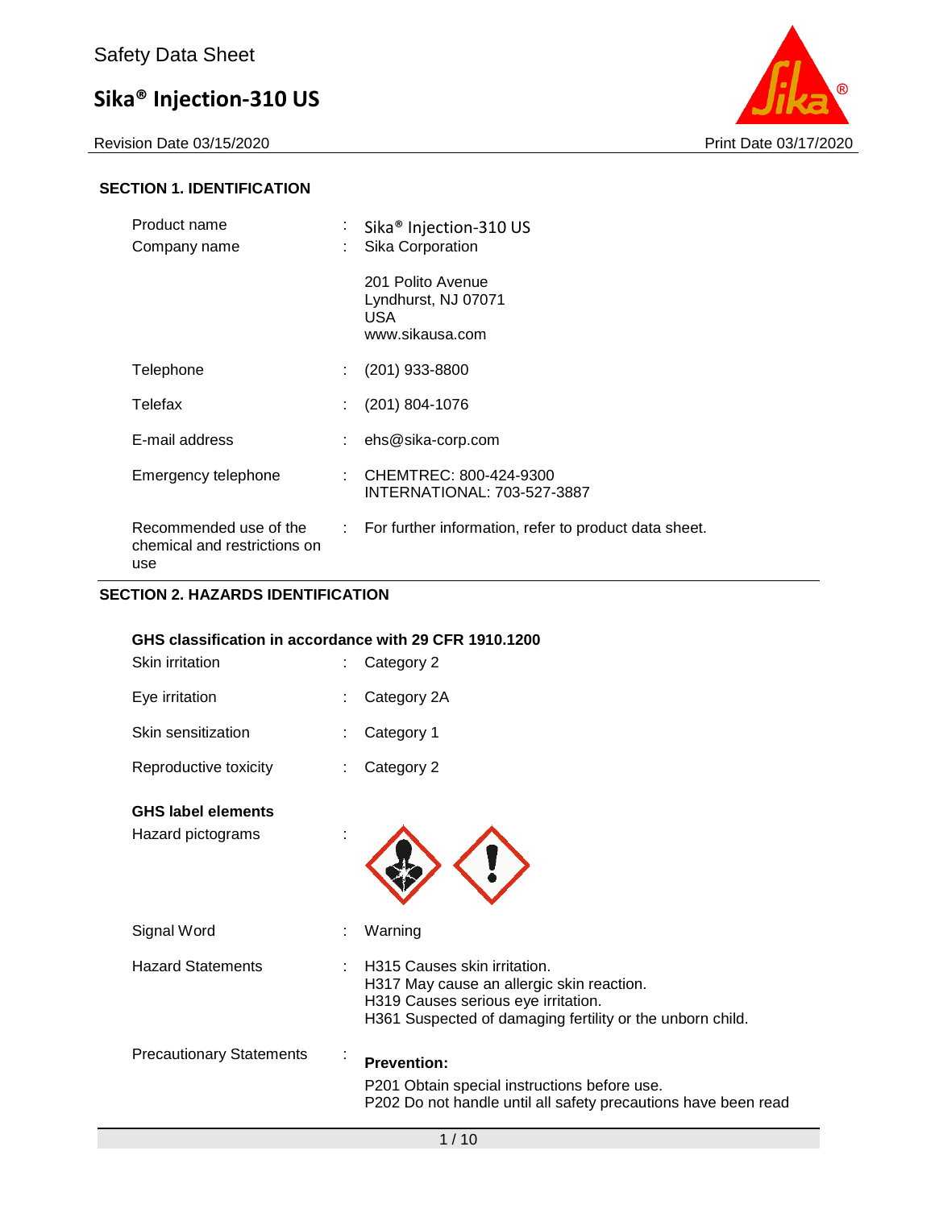# Safety Data Sheet

# Sika® Injection-310 US

Revision Date 03/15/2020 Print Date 03/17/2020

## SECTION 1. IDENTIFICATION

| | | |
|---|---|---|
| Product name | : | Sika® Injection-310 US |
| Company name | : | Sika Corporation<br><br>201 Polito Avenue<br>Lyndhurst, NJ 07071<br>USA<br>www.sikausa.com |
| Telephone | : | (201) 933-8800 |
| Telefax | : | (201) 804-1076 |
| E-mail address | : | ehs@sika-corp.com |
| Emergency telephone | : | CHEMTREC: 800-424-9300<br>INTERNATIONAL: 703-527-3887 |
| Recommended use of the chemical and restrictions on use | : | For further information, refer to product data sheet. |

## SECTION 2. HAZARDS IDENTIFICATION

### GHS classification in accordance with 29 CFR 1910.1200

| | | |
|---|---|---|
| Skin irritation | : | Category 2 |
| Eye irritation | : | Category 2A |
| Skin sensitization | : | Category 1 |
| Reproductive toxicity | : | Category 2 |

### GHS label elements

| | | |
|---|---|---|
| Hazard pictograms | : | |
| Signal Word | : | Warning |
| Hazard Statements | : | H315 Causes skin irritation.<br>H317 May cause an allergic skin reaction.<br>H319 Causes serious eye irritation.<br>H361 Suspected of damaging fertility or the unborn child. |
| Precautionary Statements | : | **Prevention:**<br>P201 Obtain special instructions before use.<br>P202 Do not handle until all safety precautions have been read |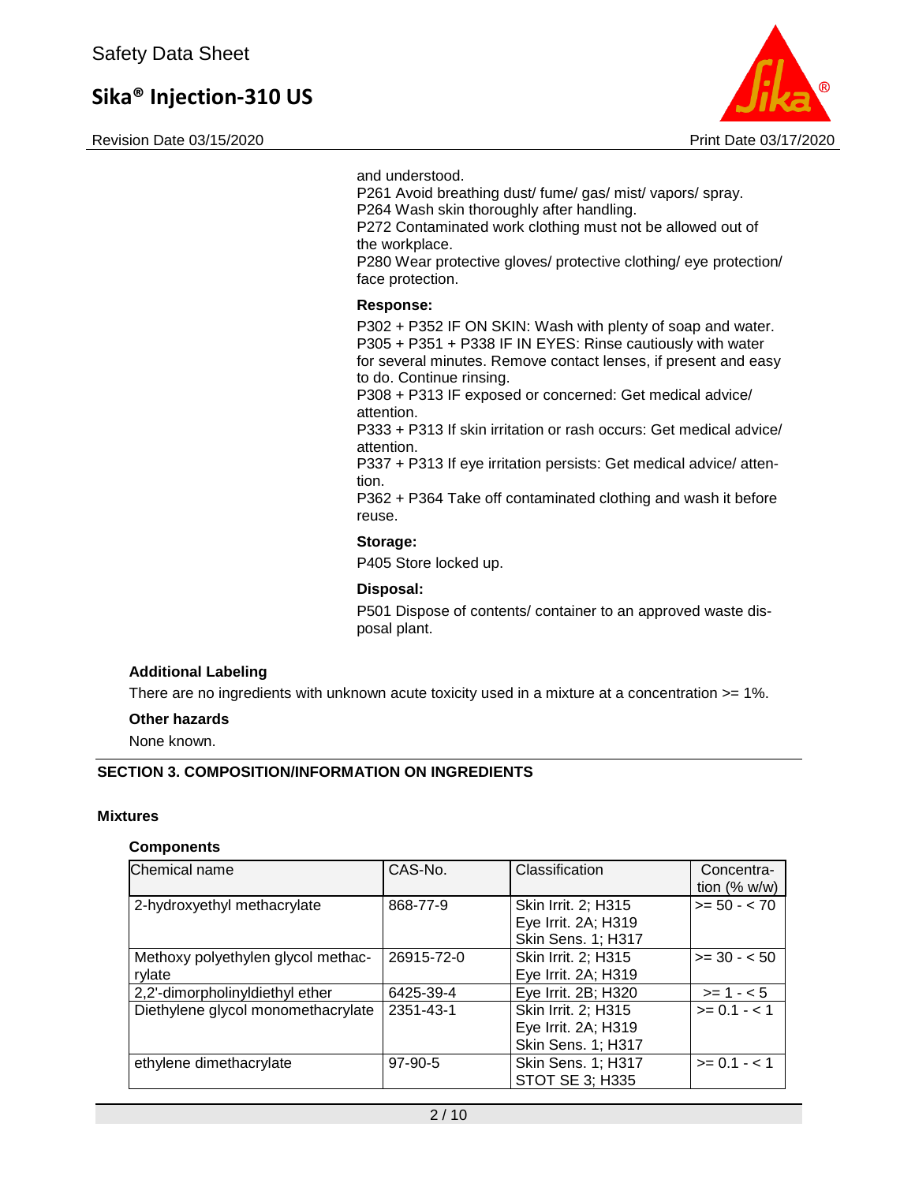and understood.
P261 Avoid breathing dust/ fume/ gas/ mist/ vapors/ spray.
P264 Wash skin thoroughly after handling.
P272 Contaminated work clothing must not be allowed out of the workplace.
P280 Wear protective gloves/ protective clothing/ eye protection/ face protection.

**Response:**

P302 + P352 IF ON SKIN: Wash with plenty of soap and water.
P305 + P351 + P338 IF IN EYES: Rinse cautiously with water for several minutes. Remove contact lenses, if present and easy to do. Continue rinsing.
P308 + P313 IF exposed or concerned: Get medical advice/ attention.
P333 + P313 If skin irritation or rash occurs: Get medical advice/ attention.
P337 + P313 If eye irritation persists: Get medical advice/ attention.
P362 + P364 Take off contaminated clothing and wash it before reuse.

**Storage:**

P405 Store locked up.

**Disposal:**

P501 Dispose of contents/ container to an approved waste disposal plant.

**Additional Labeling**

There are no ingredients with unknown acute toxicity used in a mixture at a concentration >= 1%.

**Other hazards**

None known.

## SECTION 3. COMPOSITION/INFORMATION ON INGREDIENTS

**Mixtures**

**Components**

| Chemical name | CAS-No. | Classification | Concentration (% w/w) |
|---|---|---|---|
| 2-hydroxyethyl methacrylate | 868-77-9 | Skin Irrit. 2; H315<br>Eye Irrit. 2A; H319<br>Skin Sens. 1; H317 | >= 50 - < 70 |
| Methoxy polyethylen glycol methacrylate | 26915-72-0 | Skin Irrit. 2; H315<br>Eye Irrit. 2A; H319 | >= 30 - < 50 |
| 2,2'-dimorpholinyldiethyl ether | 6425-39-4 | Eye Irrit. 2B; H320 | >= 1 - < 5 |
| Diethylene glycol monomethacrylate | 2351-43-1 | Skin Irrit. 2; H315<br>Eye Irrit. 2A; H319<br>Skin Sens. 1; H317 | >= 0.1 - < 1 |
| ethylene dimethacrylate | 97-90-5 | Skin Sens. 1; H317<br>STOT SE 3; H335 | >= 0.1 - < 1 |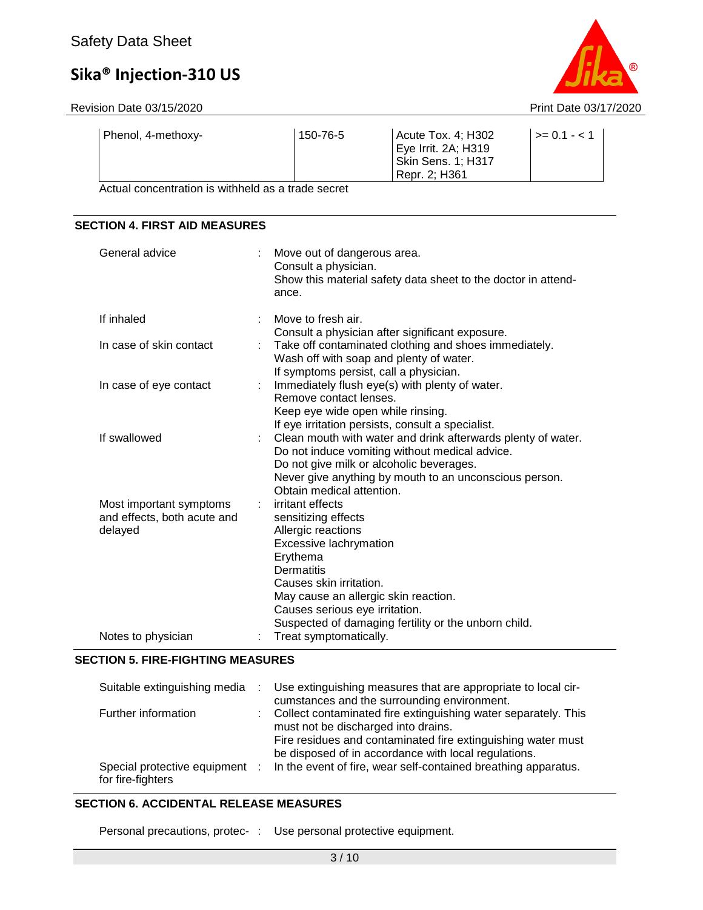| Phenol, 4-methoxy- | 150-76-5 | Acute Tox. 4; H302<br>Eye Irrit. 2A; H319<br>Skin Sens. 1; H317<br>Repr. 2; H361 | >= 0.1 - < 1 |
|---|---|---|---|

Actual concentration is withheld as a trade secret

## SECTION 4. FIRST AID MEASURES

| | | |
|---|---|---|
| General advice | : | Move out of dangerous area.<br>Consult a physician.<br>Show this material safety data sheet to the doctor in attendance. |
| If inhaled | : | Move to fresh air.<br>Consult a physician after significant exposure. |
| In case of skin contact | : | Take off contaminated clothing and shoes immediately.<br>Wash off with soap and plenty of water.<br>If symptoms persist, call a physician. |
| In case of eye contact | : | Immediately flush eye(s) with plenty of water.<br>Remove contact lenses.<br>Keep eye wide open while rinsing.<br>If eye irritation persists, consult a specialist. |
| If swallowed | : | Clean mouth with water and drink afterwards plenty of water.<br>Do not induce vomiting without medical advice.<br>Do not give milk or alcoholic beverages.<br>Never give anything by mouth to an unconscious person.<br>Obtain medical attention. |
| Most important symptoms and effects, both acute and delayed | : | irritant effects<br>sensitizing effects<br>Allergic reactions<br>Excessive lachrymation<br>Erythema<br>Dermatitis<br>Causes skin irritation.<br>May cause an allergic skin reaction.<br>Causes serious eye irritation.<br>Suspected of damaging fertility or the unborn child. |
| Notes to physician | : | Treat symptomatically. |

## SECTION 5. FIRE-FIGHTING MEASURES

| | | |
|---|---|---|
| Suitable extinguishing media | : | Use extinguishing measures that are appropriate to local circumstances and the surrounding environment. |
| Further information | : | Collect contaminated fire extinguishing water separately. This must not be discharged into drains.<br>Fire residues and contaminated fire extinguishing water must be disposed of in accordance with local regulations. |
| Special protective equipment for fire-fighters | : | In the event of fire, wear self-contained breathing apparatus. |

## SECTION 6. ACCIDENTAL RELEASE MEASURES

| | | |
|---|---|---|
| Personal precautions, protec- | : | Use personal protective equipment. |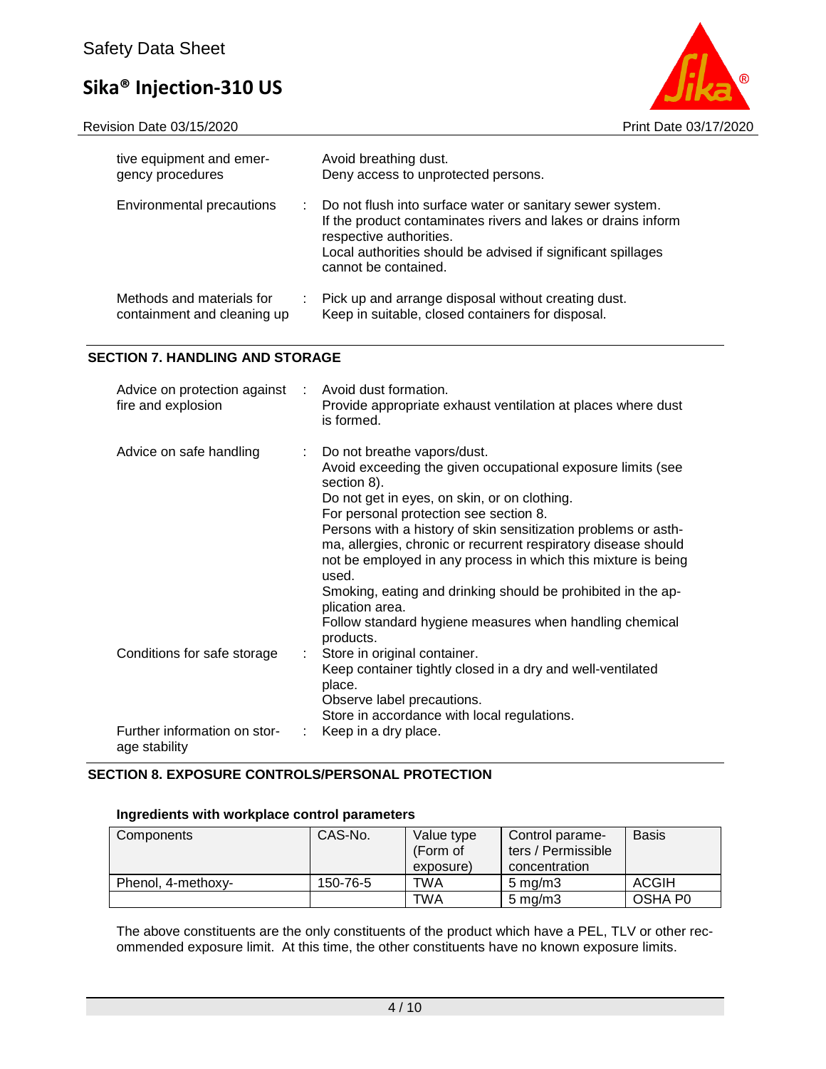| | | |
|---|---|---|
| tive equipment and emergency procedures | | Avoid breathing dust.<br>Deny access to unprotected persons. |
| Environmental precautions | : | Do not flush into surface water or sanitary sewer system.<br>If the product contaminates rivers and lakes or drains inform respective authorities.<br>Local authorities should be advised if significant spillages cannot be contained. |
| Methods and materials for containment and cleaning up | : | Pick up and arrange disposal without creating dust.<br>Keep in suitable, closed containers for disposal. |

## SECTION 7. HANDLING AND STORAGE

| | | |
|---|---|---|
| Advice on protection against fire and explosion | : | Avoid dust formation.<br>Provide appropriate exhaust ventilation at places where dust is formed. |
| Advice on safe handling | : | Do not breathe vapors/dust.<br>Avoid exceeding the given occupational exposure limits (see section 8).<br>Do not get in eyes, on skin, or on clothing.<br>For personal protection see section 8.<br>Persons with a history of skin sensitization problems or asthma, allergies, chronic or recurrent respiratory disease should not be employed in any process in which this mixture is being used.<br>Smoking, eating and drinking should be prohibited in the application area.<br>Follow standard hygiene measures when handling chemical products. |
| Conditions for safe storage | : | Store in original container.<br>Keep container tightly closed in a dry and well-ventilated place.<br>Observe label precautions.<br>Store in accordance with local regulations. |
| Further information on storage stability | : | Keep in a dry place. |

## SECTION 8. EXPOSURE CONTROLS/PERSONAL PROTECTION

### Ingredients with workplace control parameters

| Components | CAS-No. | Value type (Form of exposure) | Control parameters / Permissible concentration | Basis |
|---|---|---|---|---|
| Phenol, 4-methoxy- | 150-76-5 | TWA | 5 mg/m3 | ACGIH |
| | | TWA | 5 mg/m3 | OSHA P0 |

The above constituents are the only constituents of the product which have a PEL, TLV or other recommended exposure limit. At this time, the other constituents have no known exposure limits.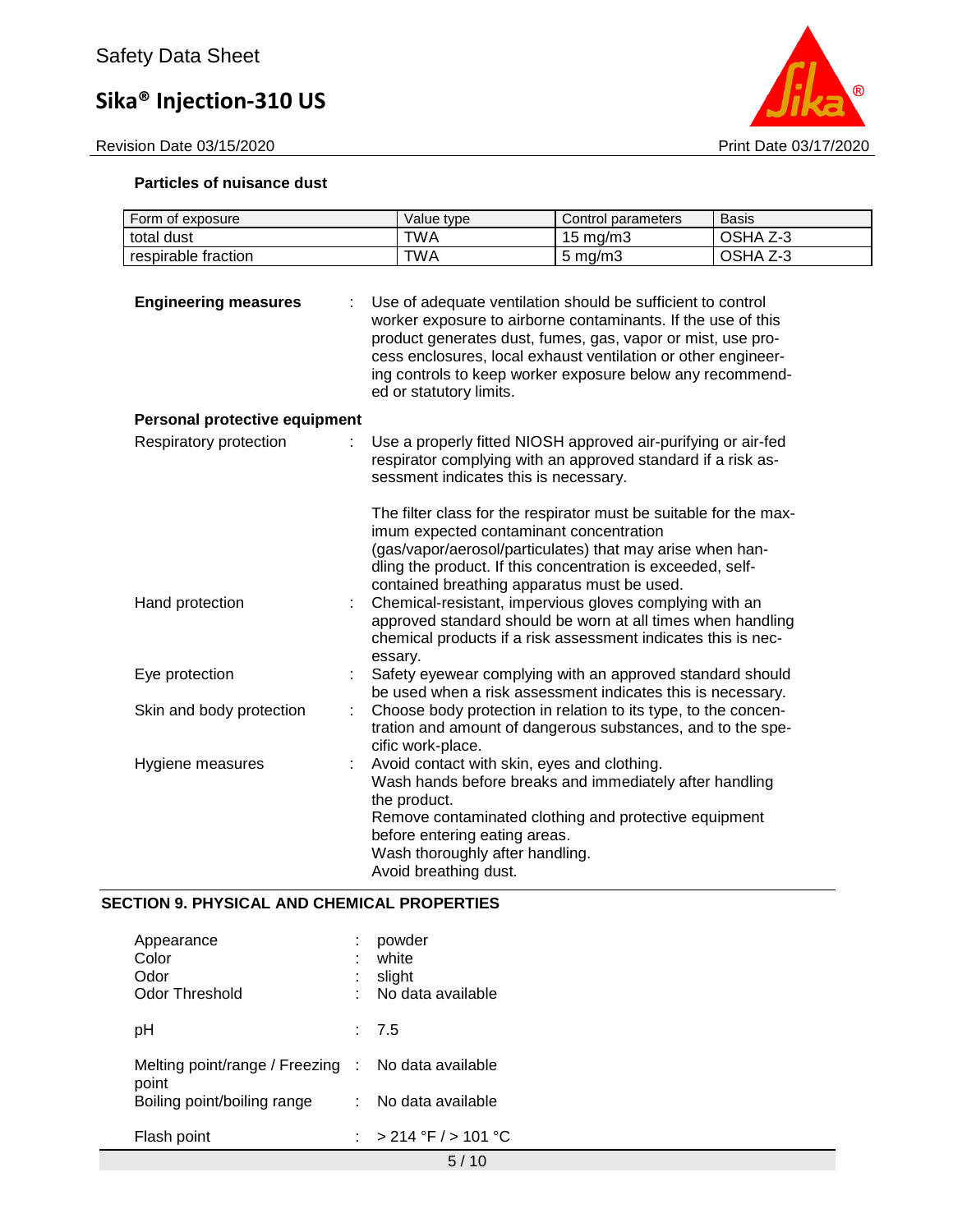**Particles of nuisance dust**

| Form of exposure | Value type | Control parameters | Basis |
|---|---|---|---|
| total dust | TWA | 15 mg/m3 | OSHA Z-3 |
| respirable fraction | TWA | 5 mg/m3 | OSHA Z-3 |

**Engineering measures** : Use of adequate ventilation should be sufficient to control worker exposure to airborne contaminants. If the use of this product generates dust, fumes, gas, vapor or mist, use process enclosures, local exhaust ventilation or other engineering controls to keep worker exposure below any recommended or statutory limits.

**Personal protective equipment**

Respiratory protection : Use a properly fitted NIOSH approved air-purifying or air-fed respirator complying with an approved standard if a risk assessment indicates this is necessary.

The filter class for the respirator must be suitable for the maximum expected contaminant concentration (gas/vapor/aerosol/particulates) that may arise when handling the product. If this concentration is exceeded, self-contained breathing apparatus must be used.

Hand protection : Chemical-resistant, impervious gloves complying with an approved standard should be worn at all times when handling chemical products if a risk assessment indicates this is necessary.

Eye protection : Safety eyewear complying with an approved standard should be used when a risk assessment indicates this is necessary.

Skin and body protection : Choose body protection in relation to its type, to the concentration and amount of dangerous substances, and to the specific work-place.

Hygiene measures : Avoid contact with skin, eyes and clothing.
Wash hands before breaks and immediately after handling the product.
Remove contaminated clothing and protective equipment before entering eating areas.
Wash thoroughly after handling.
Avoid breathing dust.

## SECTION 9. PHYSICAL AND CHEMICAL PROPERTIES

Appearance : powder
Color : white
Odor : slight
Odor Threshold : No data available

pH : 7.5

Melting point/range / Freezing point : No data available
Boiling point/boiling range : No data available

Flash point : > 214 °F / > 101 °C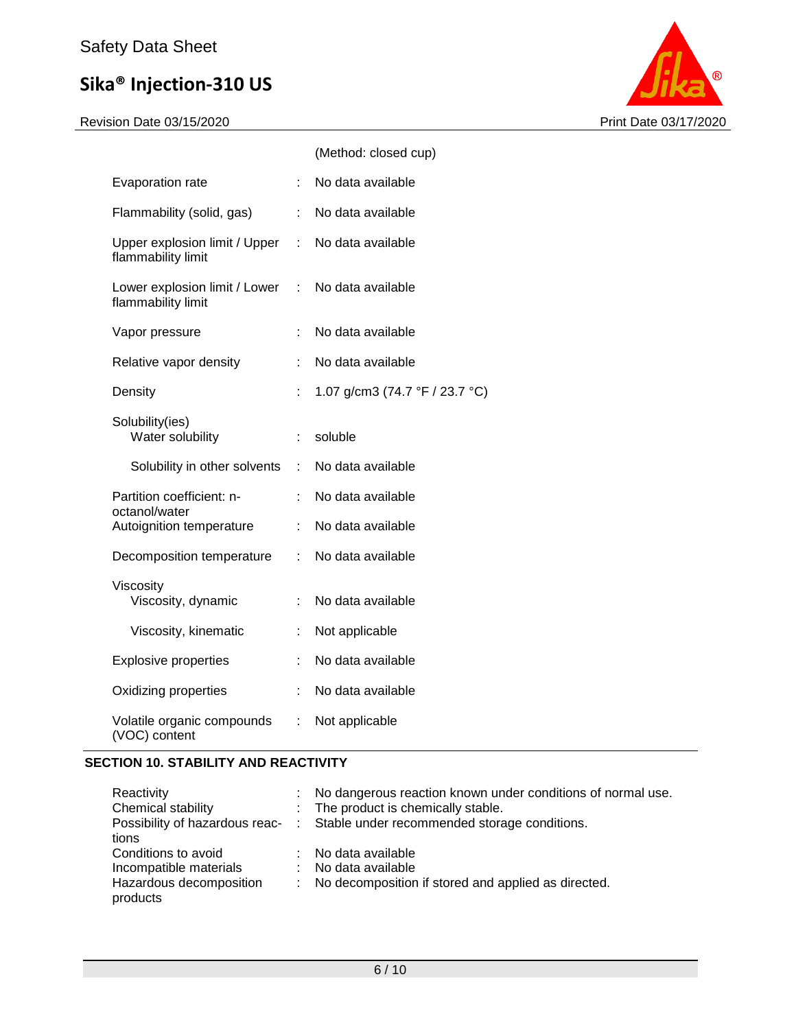| | | |
|---|---|---|
| | | (Method: closed cup) |
| Evaporation rate | : | No data available |
| Flammability (solid, gas) | : | No data available |
| Upper explosion limit / Upper flammability limit | : | No data available |
| Lower explosion limit / Lower flammability limit | : | No data available |
| Vapor pressure | : | No data available |
| Relative vapor density | : | No data available |
| Density | : | 1.07 g/cm3 (74.7 °F / 23.7 °C) |
| Solubility(ies) | | |
| Water solubility | : | soluble |
| Solubility in other solvents | : | No data available |
| Partition coefficient: n-octanol/water | : | No data available |
| Autoignition temperature | : | No data available |
| Decomposition temperature | : | No data available |
| Viscosity | | |
| Viscosity, dynamic | : | No data available |
| Viscosity, kinematic | : | Not applicable |
| Explosive properties | : | No data available |
| Oxidizing properties | : | No data available |
| Volatile organic compounds (VOC) content | : | Not applicable |

## SECTION 10. STABILITY AND REACTIVITY

| | | |
|---|---|---|
| Reactivity | : | No dangerous reaction known under conditions of normal use. |
| Chemical stability | : | The product is chemically stable. |
| Possibility of hazardous reactions | : | Stable under recommended storage conditions. |
| Conditions to avoid | : | No data available |
| Incompatible materials | : | No data available |
| Hazardous decomposition products | : | No decomposition if stored and applied as directed. |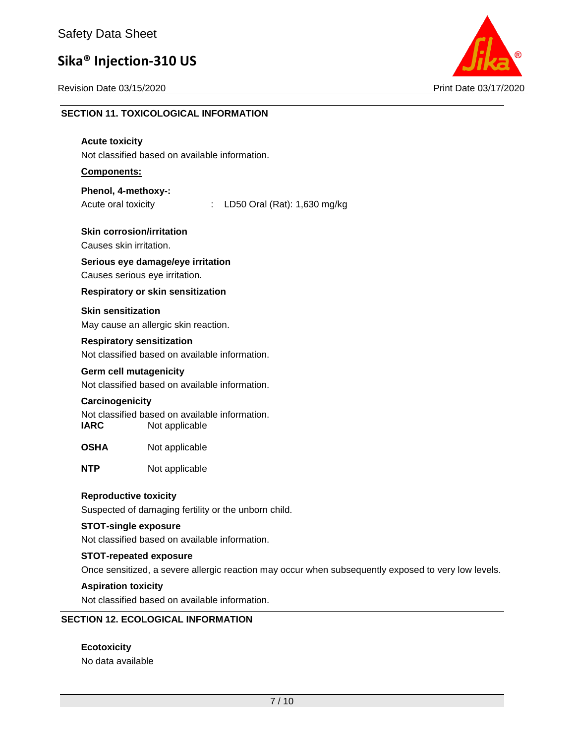## SECTION 11. TOXICOLOGICAL INFORMATION

### Acute toxicity

Not classified based on available information.

**Components:**

**Phenol, 4-methoxy-:**

Acute oral toxicity : LD50 Oral (Rat): 1,630 mg/kg

### Skin corrosion/irritation

Causes skin irritation.

### Serious eye damage/eye irritation

Causes serious eye irritation.

### Respiratory or skin sensitization

### Skin sensitization

May cause an allergic skin reaction.

### Respiratory sensitization

Not classified based on available information.

### Germ cell mutagenicity

Not classified based on available information.

### Carcinogenicity

Not classified based on available information.

| | |
|---|---|
| **IARC** | Not applicable |
| **OSHA** | Not applicable |
| **NTP** | Not applicable |

### Reproductive toxicity

Suspected of damaging fertility or the unborn child.

### STOT-single exposure

Not classified based on available information.

### STOT-repeated exposure

Once sensitized, a severe allergic reaction may occur when subsequently exposed to very low levels.

### Aspiration toxicity

Not classified based on available information.

## SECTION 12. ECOLOGICAL INFORMATION

### Ecotoxicity

No data available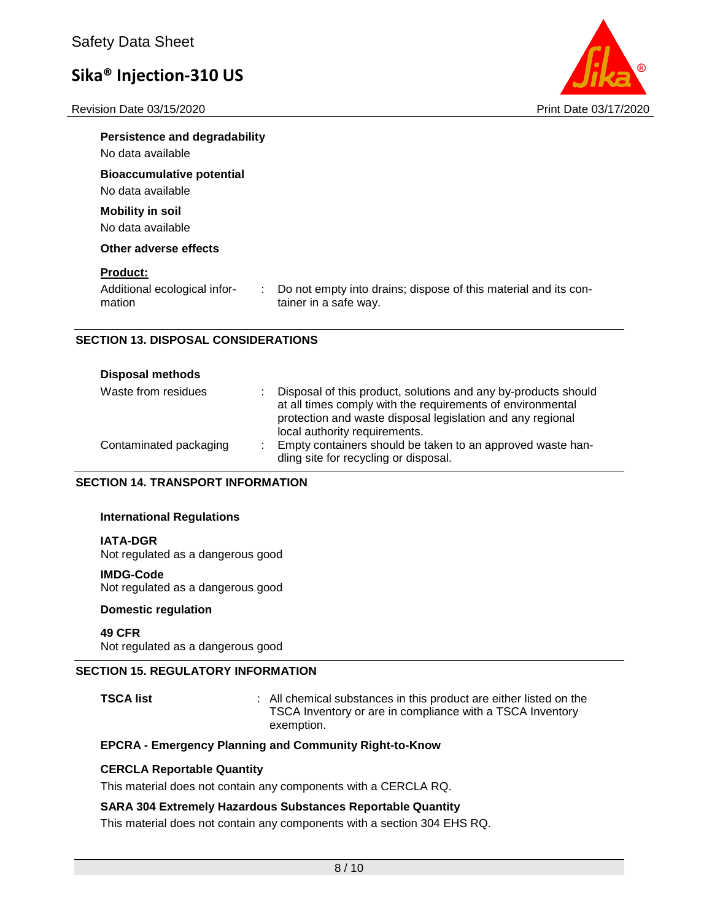**Persistence and degradability**

No data available

**Bioaccumulative potential**

No data available

**Mobility in soil**

No data available

**Other adverse effects**

**Product:**

Additional ecological information : Do not empty into drains; dispose of this material and its container in a safe way.

## SECTION 13. DISPOSAL CONSIDERATIONS

**Disposal methods**

| | |
|---|---|
| Waste from residues | Disposal of this product, solutions and any by-products should at all times comply with the requirements of environmental protection and waste disposal legislation and any regional local authority requirements. |
| Contaminated packaging | Empty containers should be taken to an approved waste handling site for recycling or disposal. |

## SECTION 14. TRANSPORT INFORMATION

**International Regulations**

**IATA-DGR**

Not regulated as a dangerous good

**IMDG-Code**

Not regulated as a dangerous good

**Domestic regulation**

**49 CFR**

Not regulated as a dangerous good

## SECTION 15. REGULATORY INFORMATION

**TSCA list** : All chemical substances in this product are either listed on the TSCA Inventory or are in compliance with a TSCA Inventory exemption.

**EPCRA - Emergency Planning and Community Right-to-Know**

**CERCLA Reportable Quantity**

This material does not contain any components with a CERCLA RQ.

**SARA 304 Extremely Hazardous Substances Reportable Quantity**

This material does not contain any components with a section 304 EHS RQ.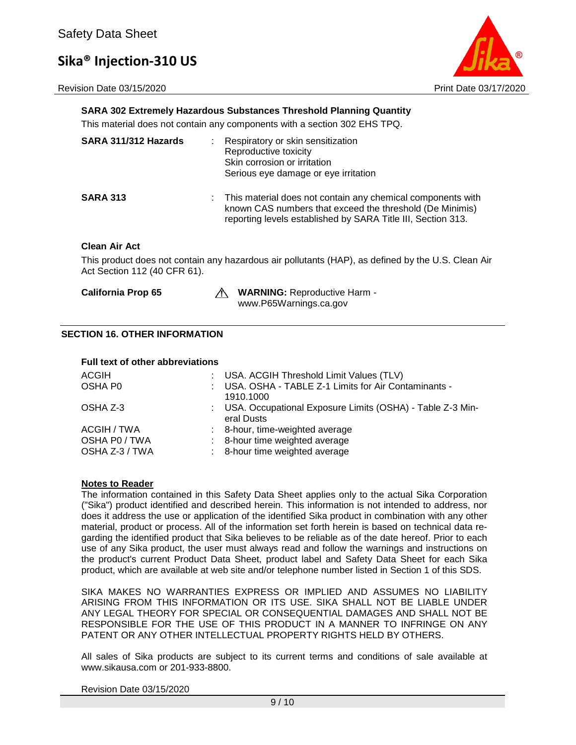**SARA 302 Extremely Hazardous Substances Threshold Planning Quantity**

This material does not contain any components with a section 302 EHS TPQ.

| | | |
|---|---|---|
| **SARA 311/312 Hazards** | : | Respiratory or skin sensitization<br>Reproductive toxicity<br>Skin corrosion or irritation<br>Serious eye damage or eye irritation |
| **SARA 313** | : | This material does not contain any chemical components with known CAS numbers that exceed the threshold (De Minimis) reporting levels established by SARA Title III, Section 313. |

**Clean Air Act**

This product does not contain any hazardous air pollutants (HAP), as defined by the U.S. Clean Air Act Section 112 (40 CFR 61).

**California Prop 65** ⚠ **WARNING:** Reproductive Harm - www.P65Warnings.ca.gov

## SECTION 16. OTHER INFORMATION

**Full text of other abbreviations**

| | | |
|---|---|---|
| ACGIH | : | USA. ACGIH Threshold Limit Values (TLV) |
| OSHA P0 | : | USA. OSHA - TABLE Z-1 Limits for Air Contaminants - 1910.1000 |
| OSHA Z-3 | : | USA. Occupational Exposure Limits (OSHA) - Table Z-3 Mineral Dusts |
| ACGIH / TWA | : | 8-hour, time-weighted average |
| OSHA P0 / TWA | : | 8-hour time weighted average |
| OSHA Z-3 / TWA | : | 8-hour time weighted average |

**Notes to Reader**

The information contained in this Safety Data Sheet applies only to the actual Sika Corporation ("Sika") product identified and described herein. This information is not intended to address, nor does it address the use or application of the identified Sika product in combination with any other material, product or process. All of the information set forth herein is based on technical data regarding the identified product that Sika believes to be reliable as of the date hereof. Prior to each use of any Sika product, the user must always read and follow the warnings and instructions on the product's current Product Data Sheet, product label and Safety Data Sheet for each Sika product, which are available at web site and/or telephone number listed in Section 1 of this SDS.

SIKA MAKES NO WARRANTIES EXPRESS OR IMPLIED AND ASSUMES NO LIABILITY ARISING FROM THIS INFORMATION OR ITS USE. SIKA SHALL NOT BE LIABLE UNDER ANY LEGAL THEORY FOR SPECIAL OR CONSEQUENTIAL DAMAGES AND SHALL NOT BE RESPONSIBLE FOR THE USE OF THIS PRODUCT IN A MANNER TO INFRINGE ON ANY PATENT OR ANY OTHER INTELLECTUAL PROPERTY RIGHTS HELD BY OTHERS.

All sales of Sika products are subject to its current terms and conditions of sale available at www.sikausa.com or 201-933-8800.

Revision Date 03/15/2020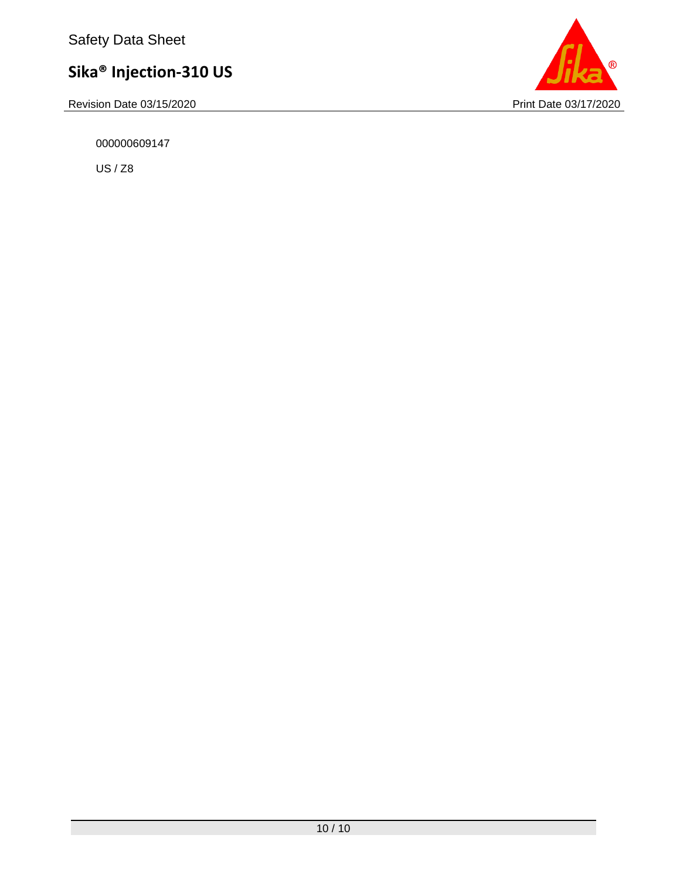000000609147

US / Z8